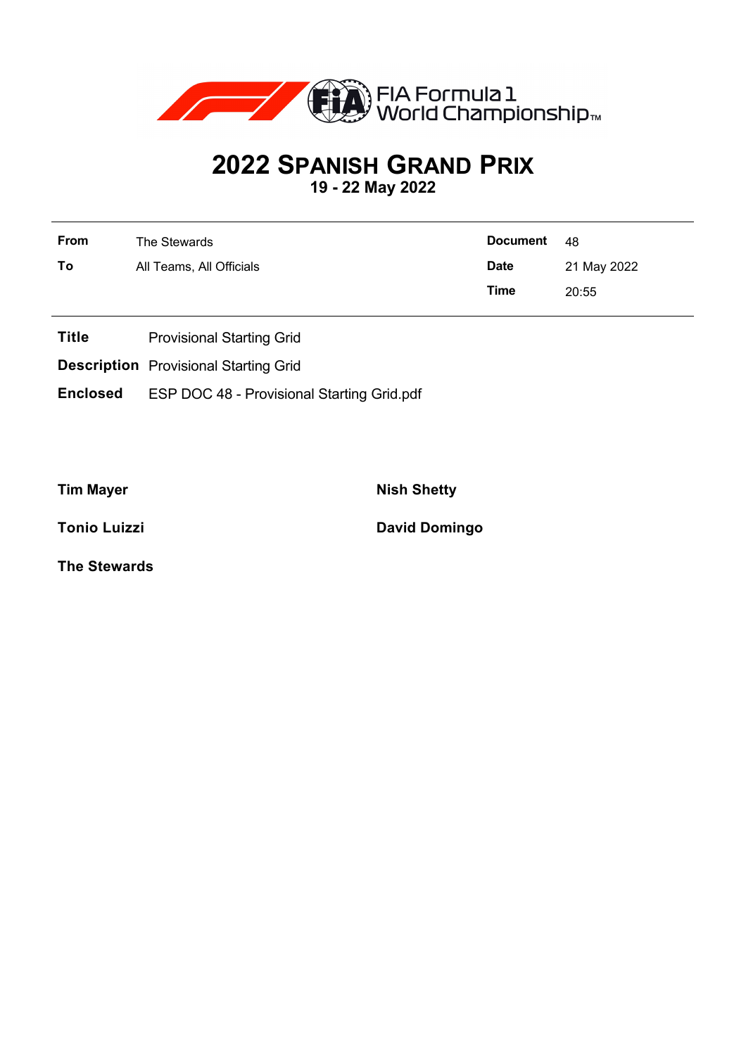FIA Formula 1 World Championship™

# 2022 Spanish Grand Prix

## 19 - 22 May 2022

| | | | |
|---|---|---|---|
| **From** | The Stewards | **Document** | 48 |
| **To** | All Teams, All Officials | **Date** | 21 May 2022 |
| | | **Time** | 20:55 |

**Title** Provisional Starting Grid

**Description** Provisional Starting Grid

**Enclosed** ESP DOC 48 - Provisional Starting Grid.pdf

**Tim Mayer**

**Nish Shetty**

**Tonio Luizzi**

**David Domingo**

**The Stewards**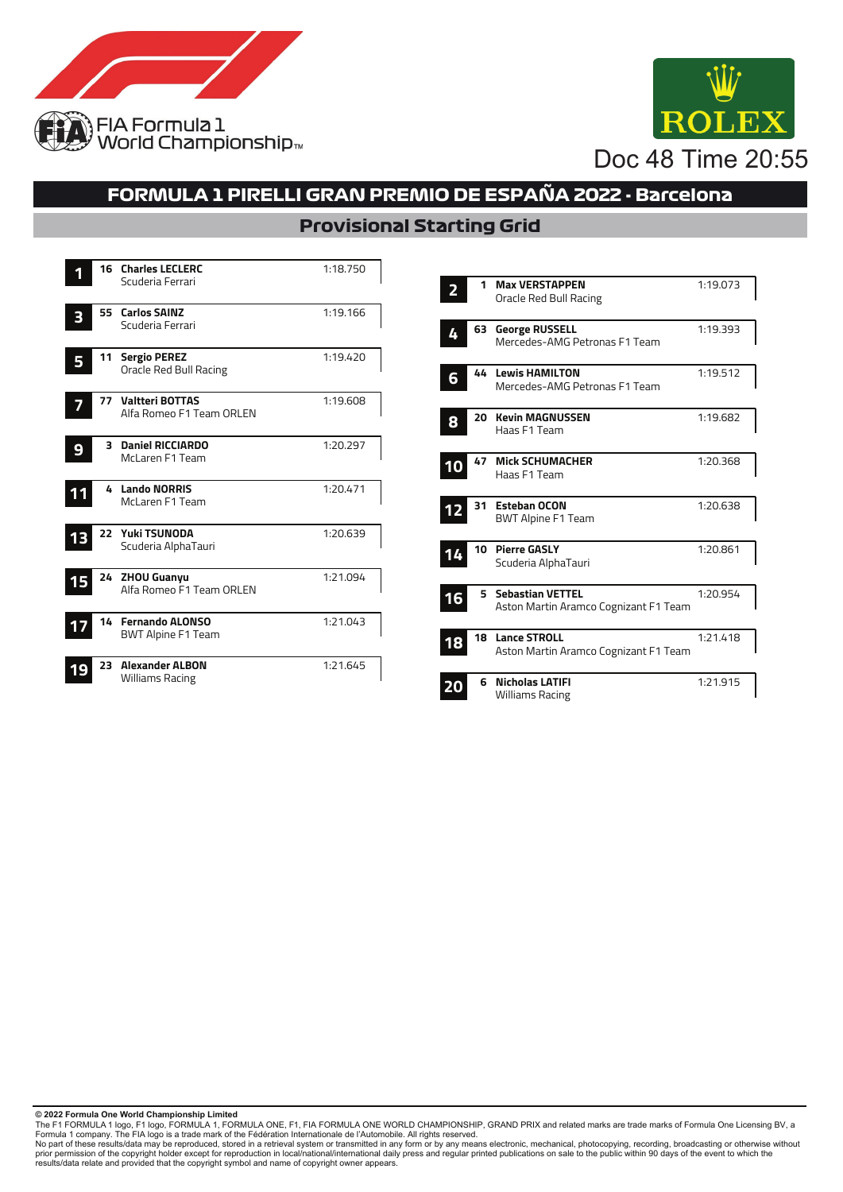FIA Formula 1 World Championship

Doc 48 Time 20:55

# FORMULA 1 PIRELLI GRAN PREMIO DE ESPAÑA 2022 - Barcelona

## Provisional Starting Grid

| Pos | No | Driver | Team | Time |
|---|---|---|---|---|
| 1 | 16 | Charles LECLERC | Scuderia Ferrari | 1:18.750 |
| 2 | 1 | Max VERSTAPPEN | Oracle Red Bull Racing | 1:19.073 |
| 3 | 55 | Carlos SAINZ | Scuderia Ferrari | 1:19.166 |
| 4 | 63 | George RUSSELL | Mercedes-AMG Petronas F1 Team | 1:19.393 |
| 5 | 11 | Sergio PEREZ | Oracle Red Bull Racing | 1:19.420 |
| 6 | 44 | Lewis HAMILTON | Mercedes-AMG Petronas F1 Team | 1:19.512 |
| 7 | 77 | Valtteri BOTTAS | Alfa Romeo F1 Team ORLEN | 1:19.608 |
| 8 | 20 | Kevin MAGNUSSEN | Haas F1 Team | 1:19.682 |
| 9 | 3 | Daniel RICCIARDO | McLaren F1 Team | 1:20.297 |
| 10 | 47 | Mick SCHUMACHER | Haas F1 Team | 1:20.368 |
| 11 | 4 | Lando NORRIS | McLaren F1 Team | 1:20.471 |
| 12 | 31 | Esteban OCON | BWT Alpine F1 Team | 1:20.638 |
| 13 | 22 | Yuki TSUNODA | Scuderia AlphaTauri | 1:20.639 |
| 14 | 10 | Pierre GASLY | Scuderia AlphaTauri | 1:20.861 |
| 15 | 24 | ZHOU Guanyu | Alfa Romeo F1 Team ORLEN | 1:21.094 |
| 16 | 5 | Sebastian VETTEL | Aston Martin Aramco Cognizant F1 Team | 1:20.954 |
| 17 | 14 | Fernando ALONSO | BWT Alpine F1 Team | 1:21.043 |
| 18 | 18 | Lance STROLL | Aston Martin Aramco Cognizant F1 Team | 1:21.418 |
| 19 | 23 | Alexander ALBON | Williams Racing | 1:21.645 |
| 20 | 6 | Nicholas LATIFI | Williams Racing | 1:21.915 |

**© 2022 Formula One World Championship Limited**
The F1 FORMULA 1 logo, F1 logo, FORMULA 1, FORMULA ONE, F1, FIA FORMULA ONE WORLD CHAMPIONSHIP, GRAND PRIX and related marks are trade marks of Formula One Licensing BV, a Formula 1 company. The FIA logo is a trade mark of the Fédération Internationale de l'Automobile. All rights reserved.
No part of these results/data may be reproduced, stored in a retrieval system or transmitted in any form or by any means electronic, mechanical, photocopying, recording, broadcasting or otherwise without prior permission of the copyright holder except for reproduction in local/national/international daily press and regular printed publications on sale to the public within 90 days of the event to which the results/data relate and provided that the copyright symbol and name of copyright owner appears.